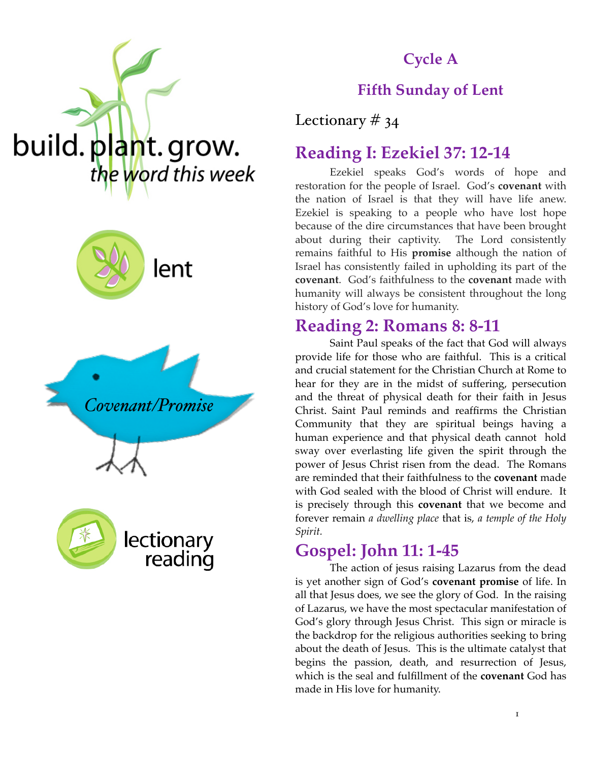build. plant. grow.
*the word this week*

lent

*Covenant/Promise*

lectionary reading

## Cycle A

## Fifth Sunday of Lent

Lectionary # 34

# Reading I: Ezekiel 37: 12-14

Ezekiel speaks God's words of hope and restoration for the people of Israel. God's **covenant** with the nation of Israel is that they will have life anew. Ezekiel is speaking to a people who have lost hope because of the dire circumstances that have been brought about during their captivity. The Lord consistently remains faithful to His **promise** although the nation of Israel has consistently failed in upholding its part of the **covenant**. God's faithfulness to the **covenant** made with humanity will always be consistent throughout the long history of God's love for humanity.

# Reading 2: Romans 8: 8-11

Saint Paul speaks of the fact that God will always provide life for those who are faithful. This is a critical and crucial statement for the Christian Church at Rome to hear for they are in the midst of suffering, persecution and the threat of physical death for their faith in Jesus Christ. Saint Paul reminds and reaffirms the Christian Community that they are spiritual beings having a human experience and that physical death cannot hold sway over everlasting life given the spirit through the power of Jesus Christ risen from the dead. The Romans are reminded that their faithfulness to the **covenant** made with God sealed with the blood of Christ will endure. It is precisely through this **covenant** that we become and forever remain *a dwelling place* that is, *a temple of the Holy Spirit*.

# Gospel: John 11: 1-45

The action of jesus raising Lazarus from the dead is yet another sign of God's **covenant promise** of life. In all that Jesus does, we see the glory of God. In the raising of Lazarus, we have the most spectacular manifestation of God's glory through Jesus Christ. This sign or miracle is the backdrop for the religious authorities seeking to bring about the death of Jesus. This is the ultimate catalyst that begins the passion, death, and resurrection of Jesus, which is the seal and fulfillment of the **covenant** God has made in His love for humanity.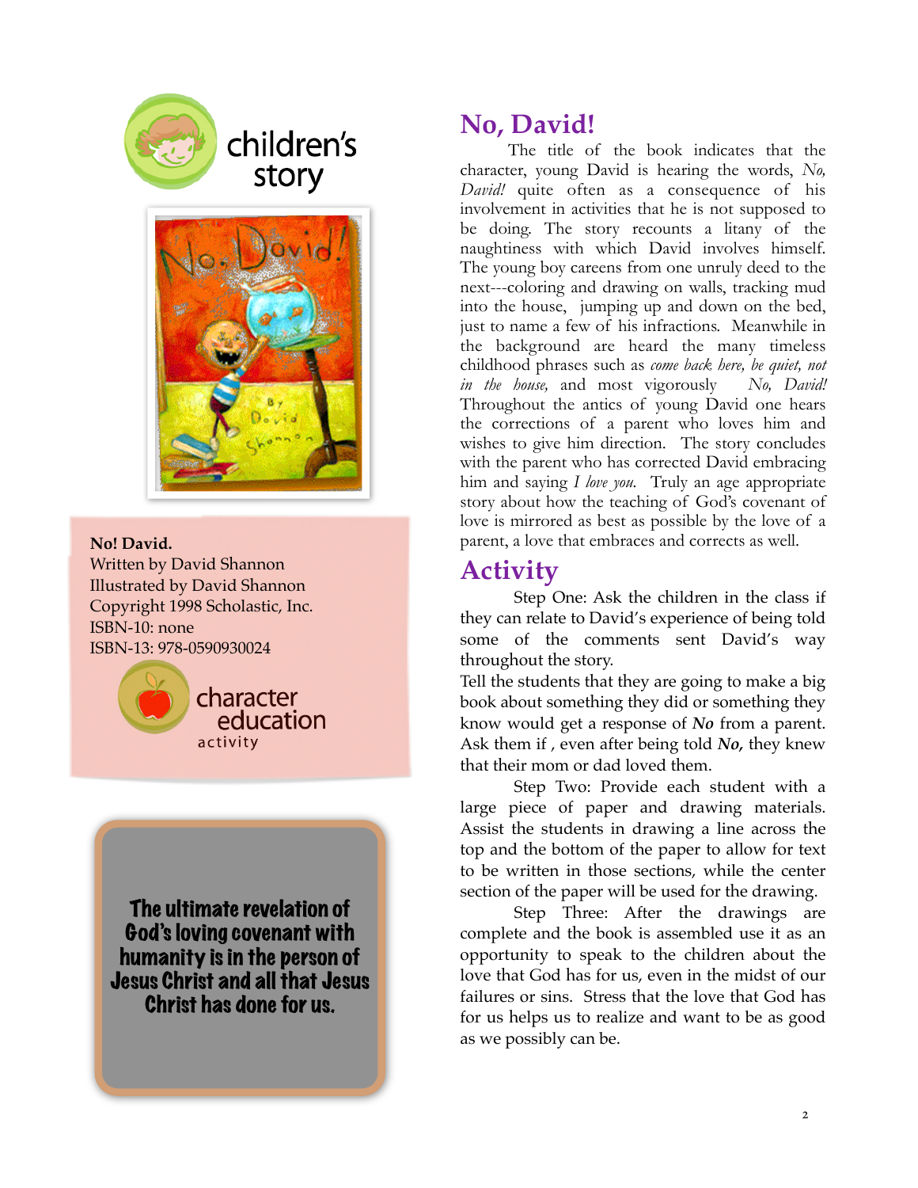children's story

**No! David.**
Written by David Shannon
Illustrated by David Shannon
Copyright 1998 Scholastic, Inc.
ISBN-10: none
ISBN-13: 978-0590930024

character education activity

**The ultimate revelation of God's loving covenant with humanity is in the person of Jesus Christ and all that Jesus Christ has done for us.**

## No, David!

The title of the book indicates that the character, young David is hearing the words, *No, David!* quite often as a consequence of his involvement in activities that he is not supposed to be doing. The story recounts a litany of the naughtiness with which David involves himself. The young boy careens from one unruly deed to the next---coloring and drawing on walls, tracking mud into the house, jumping up and down on the bed, just to name a few of his infractions. Meanwhile in the background are heard the many timeless childhood phrases such as *come back here, be quiet, not in the house,* and most vigorously *No, David!* Throughout the antics of young David one hears the corrections of a parent who loves him and wishes to give him direction. The story concludes with the parent who has corrected David embracing him and saying *I love you.* Truly an age appropriate story about how the teaching of God's covenant of love is mirrored as best as possible by the love of a parent, a love that embraces and corrects as well.

## Activity

Step One: Ask the children in the class if they can relate to David's experience of being told some of the comments sent David's way throughout the story.

Tell the students that they are going to make a big book about something they did or something they know would get a response of ***No*** from a parent. Ask them if , even after being told ***No,*** they knew that their mom or dad loved them.

Step Two: Provide each student with a large piece of paper and drawing materials. Assist the students in drawing a line across the top and the bottom of the paper to allow for text to be written in those sections, while the center section of the paper will be used for the drawing.

Step Three: After the drawings are complete and the book is assembled use it as an opportunity to speak to the children about the love that God has for us, even in the midst of our failures or sins. Stress that the love that God has for us helps us to realize and want to be as good as we possibly can be.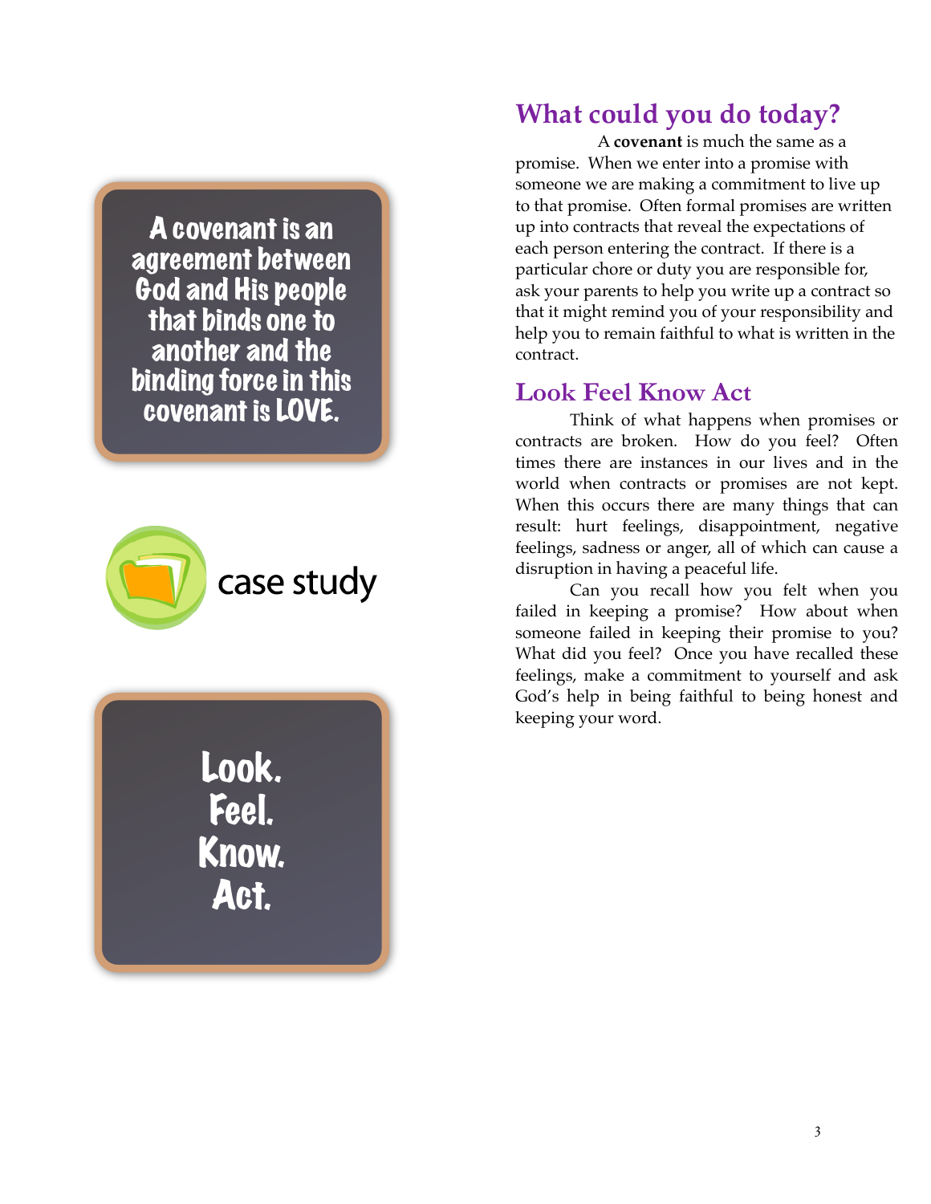A covenant is an agreement between God and His people that binds one to another and the binding force in this covenant is LOVE.

case study

Look. Feel. Know. Act.

## What could you do today?

A **covenant** is much the same as a promise. When we enter into a promise with someone we are making a commitment to live up to that promise. Often formal promises are written up into contracts that reveal the expectations of each person entering the contract. If there is a particular chore or duty you are responsible for, ask your parents to help you write up a contract so that it might remind you of your responsibility and help you to remain faithful to what is written in the contract.

## Look Feel Know Act

Think of what happens when promises or contracts are broken. How do you feel? Often times there are instances in our lives and in the world when contracts or promises are not kept. When this occurs there are many things that can result: hurt feelings, disappointment, negative feelings, sadness or anger, all of which can cause a disruption in having a peaceful life.

Can you recall how you felt when you failed in keeping a promise? How about when someone failed in keeping their promise to you? What did you feel? Once you have recalled these feelings, make a commitment to yourself and ask God's help in being faithful to being honest and keeping your word.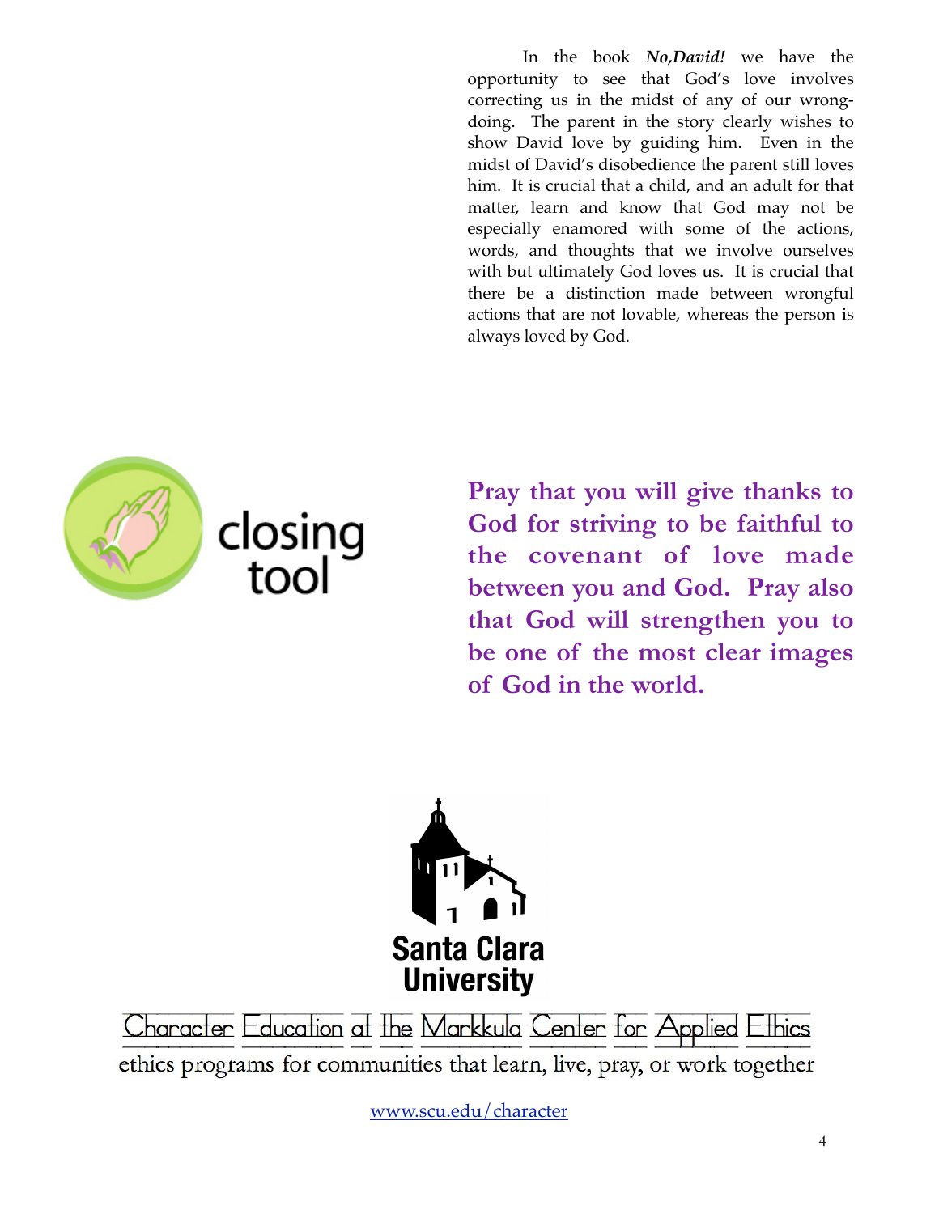In the book ***No,David!*** we have the opportunity to see that God's love involves correcting us in the midst of any of our wrong-doing. The parent in the story clearly wishes to show David love by guiding him. Even in the midst of David's disobedience the parent still loves him. It is crucial that a child, and an adult for that matter, learn and know that God may not be especially enamored with some of the actions, words, and thoughts that we involve ourselves with but ultimately God loves us. It is crucial that there be a distinction made between wrongful actions that are not lovable, whereas the person is always loved by God.

## closing tool

**Pray that you will give thanks to God for striving to be faithful to the covenant of love made between you and God. Pray also that God will strengthen you to be one of the most clear images of God in the world.**

Santa Clara University

Character Education at the Markkula Center for Applied Ethics

ethics programs for communities that learn, live, pray, or work together

www.scu.edu/character